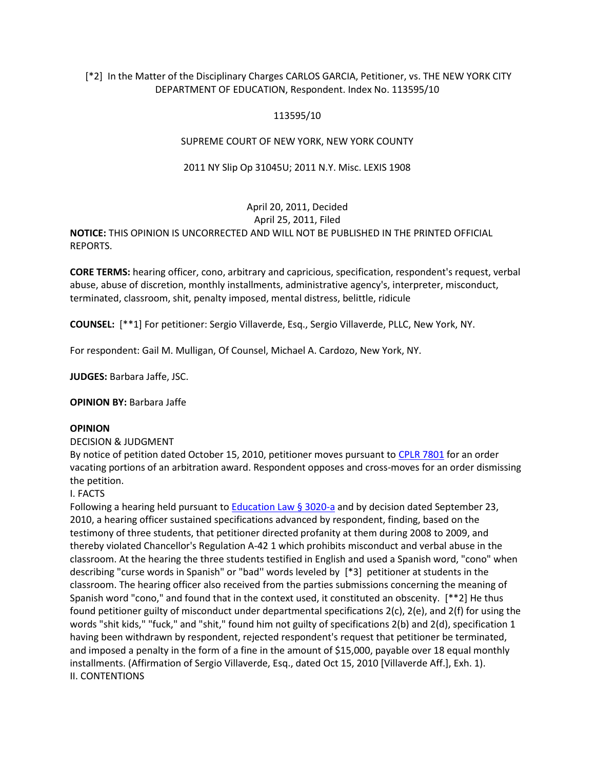[*2] In the Matter of the Disciplinary Charges CARLOS GARCIA, Petitioner, vs. THE NEW YORK CITY DEPARTMENT OF EDUCATION, Respondent. Index No. 113595/10

113595/10

SUPREME COURT OF NEW YORK, NEW YORK COUNTY

2011 NY Slip Op 31045U; 2011 N.Y. Misc. LEXIS 1908

April 20, 2011, Decided

April 25, 2011, Filed

**NOTICE:** THIS OPINION IS UNCORRECTED AND WILL NOT BE PUBLISHED IN THE PRINTED OFFICIAL REPORTS.

**CORE TERMS:** hearing officer, cono, arbitrary and capricious, specification, respondent's request, verbal abuse, abuse of discretion, monthly installments, administrative agency's, interpreter, misconduct, terminated, classroom, shit, penalty imposed, mental distress, belittle, ridicule

**COUNSEL:** [**1] For petitioner: Sergio Villaverde, Esq., Sergio Villaverde, PLLC, New York, NY.

For respondent: Gail M. Mulligan, Of Counsel, Michael A. Cardozo, New York, NY.

**JUDGES:** Barbara Jaffe, JSC.

**OPINION BY:** Barbara Jaffe

**OPINION**

DECISION & JUDGMENT

By notice of petition dated October 15, 2010, petitioner moves pursuant to CPLR 7801 for an order vacating portions of an arbitration award. Respondent opposes and cross-moves for an order dismissing the petition.

I. FACTS

Following a hearing held pursuant to Education Law § 3020-a and by decision dated September 23, 2010, a hearing officer sustained specifications advanced by respondent, finding, based on the testimony of three students, that petitioner directed profanity at them during 2008 to 2009, and thereby violated Chancellor's Regulation A-42 1 which prohibits misconduct and verbal abuse in the classroom. At the hearing the three students testified in English and used a Spanish word, "cono" when describing "curse words in Spanish" or "bad'' words leveled by [*3] petitioner at students in the classroom. The hearing officer also received from the parties submissions concerning the meaning of Spanish word "cono," and found that in the context used, it constituted an obscenity. [**2] He thus found petitioner guilty of misconduct under departmental specifications 2(c), 2(e), and 2(f) for using the words "shit kids," "fuck," and "shit," found him not guilty of specifications 2(b) and 2(d), specification 1 having been withdrawn by respondent, rejected respondent's request that petitioner be terminated, and imposed a penalty in the form of a fine in the amount of $15,000, payable over 18 equal monthly installments. (Affirmation of Sergio Villaverde, Esq., dated Oct 15, 2010 [Villaverde Aff.], Exh. 1).

II. CONTENTIONS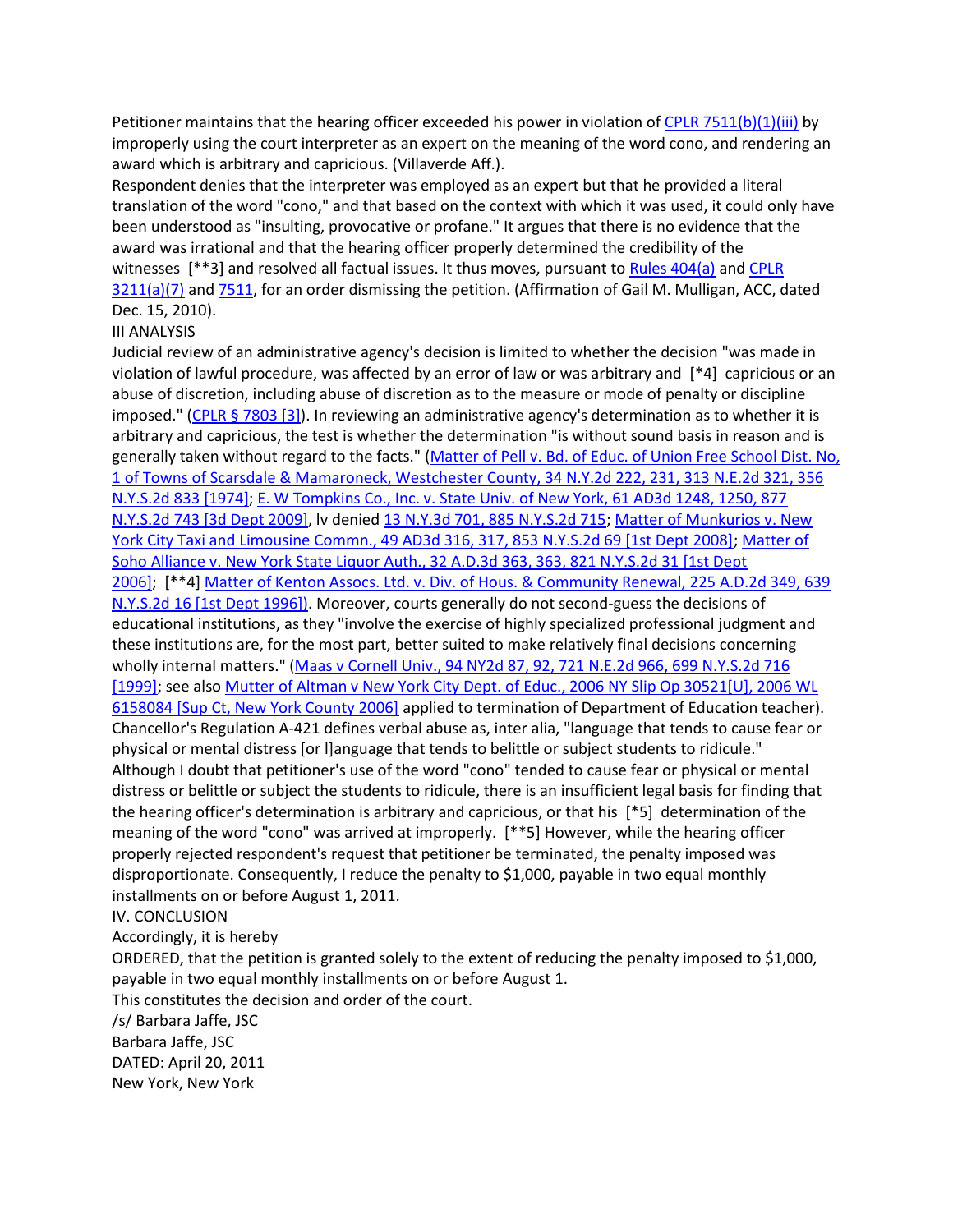Petitioner maintains that the hearing officer exceeded his power in violation of CPLR 7511(b)(1)(iii) by improperly using the court interpreter as an expert on the meaning of the word cono, and rendering an award which is arbitrary and capricious. (Villaverde Aff.).

Respondent denies that the interpreter was employed as an expert but that he provided a literal translation of the word "cono," and that based on the context with which it was used, it could only have been understood as "insulting, provocative or profane." It argues that there is no evidence that the award was irrational and that the hearing officer properly determined the credibility of the witnesses [**3] and resolved all factual issues. It thus moves, pursuant to Rules 404(a) and CPLR 3211(a)(7) and 7511, for an order dismissing the petition. (Affirmation of Gail M. Mulligan, ACC, dated Dec. 15, 2010).

III ANALYSIS

Judicial review of an administrative agency's decision is limited to whether the decision "was made in violation of lawful procedure, was affected by an error of law or was arbitrary and [*4] capricious or an abuse of discretion, including abuse of discretion as to the measure or mode of penalty or discipline imposed." (CPLR § 7803 [3]). In reviewing an administrative agency's determination as to whether it is arbitrary and capricious, the test is whether the determination "is without sound basis in reason and is generally taken without regard to the facts." (Matter of Pell v. Bd. of Educ. of Union Free School Dist. No, 1 of Towns of Scarsdale & Mamaroneck, Westchester County, 34 N.Y.2d 222, 231, 313 N.E.2d 321, 356 N.Y.S.2d 833 [1974]; E. W Tompkins Co., Inc. v. State Univ. of New York, 61 AD3d 1248, 1250, 877 N.Y.S.2d 743 [3d Dept 2009], lv denied 13 N.Y.3d 701, 885 N.Y.S.2d 715; Matter of Munkurios v. New York City Taxi and Limousine Commn., 49 AD3d 316, 317, 853 N.Y.S.2d 69 [1st Dept 2008]; Matter of Soho Alliance v. New York State Liquor Auth., 32 A.D.3d 363, 363, 821 N.Y.S.2d 31 [1st Dept 2006]; [**4] Matter of Kenton Assocs. Ltd. v. Div. of Hous. & Community Renewal, 225 A.D.2d 349, 639 N.Y.S.2d 16 [1st Dept 1996]). Moreover, courts generally do not second-guess the decisions of educational institutions, as they "involve the exercise of highly specialized professional judgment and these institutions are, for the most part, better suited to make relatively final decisions concerning wholly internal matters." (Maas v Cornell Univ., 94 NY2d 87, 92, 721 N.E.2d 966, 699 N.Y.S.2d 716 [1999]; see also Mutter of Altman v New York City Dept. of Educ., 2006 NY Slip Op 30521[U], 2006 WL 6158084 [Sup Ct, New York County 2006] applied to termination of Department of Education teacher).

Chancellor's Regulation A-421 defines verbal abuse as, inter alia, "language that tends to cause fear or physical or mental distress [or l]anguage that tends to belittle or subject students to ridicule." Although I doubt that petitioner's use of the word "cono" tended to cause fear or physical or mental distress or belittle or subject the students to ridicule, there is an insufficient legal basis for finding that the hearing officer's determination is arbitrary and capricious, or that his [*5] determination of the meaning of the word "cono" was arrived at improperly. [**5] However, while the hearing officer properly rejected respondent's request that petitioner be terminated, the penalty imposed was disproportionate. Consequently, I reduce the penalty to $1,000, payable in two equal monthly installments on or before August 1, 2011.

IV. CONCLUSION

Accordingly, it is hereby

ORDERED, that the petition is granted solely to the extent of reducing the penalty imposed to $1,000, payable in two equal monthly installments on or before August 1.

This constitutes the decision and order of the court.

/s/ Barbara Jaffe, JSC

Barbara Jaffe, JSC

DATED: April 20, 2011

New York, New York